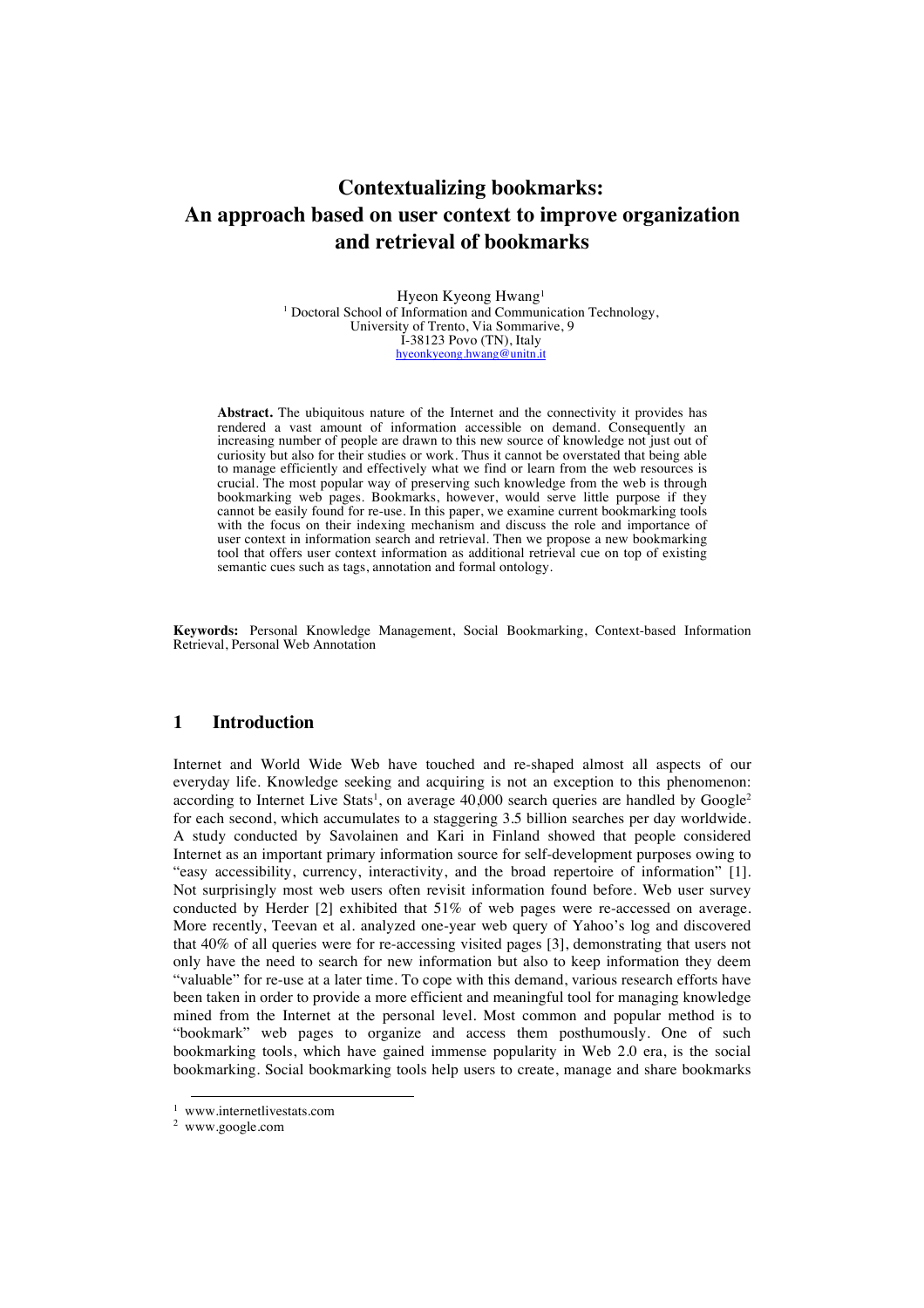# Contextualizing bookmarks: An approach based on user context to improve organization and retrieval of bookmarks

Hyeon Kyeong Hwang[1]

[1] Doctoral School of Information and Communication Technology, University of Trento, Via Sommarive, 9 I-38123 Povo (TN), Italy
hyeonkyeong.hwang@unitn.it

**Abstract.** The ubiquitous nature of the Internet and the connectivity it provides has rendered a vast amount of information accessible on demand. Consequently an increasing number of people are drawn to this new source of knowledge not just out of curiosity but also for their studies or work. Thus it cannot be overstated that being able to manage efficiently and effectively what we find or learn from the web resources is crucial. The most popular way of preserving such knowledge from the web is through bookmarking web pages. Bookmarks, however, would serve little purpose if they cannot be easily found for re-use. In this paper, we examine current bookmarking tools with the focus on their indexing mechanism and discuss the role and importance of user context in information search and retrieval. Then we propose a new bookmarking tool that offers user context information as additional retrieval cue on top of existing semantic cues such as tags, annotation and formal ontology.

**Keywords:** Personal Knowledge Management, Social Bookmarking, Context-based Information Retrieval, Personal Web Annotation

## 1 Introduction

Internet and World Wide Web have touched and re-shaped almost all aspects of our everyday life. Knowledge seeking and acquiring is not an exception to this phenomenon: according to Internet Live Stats[1], on average 40,000 search queries are handled by Google[2] for each second, which accumulates to a staggering 3.5 billion searches per day worldwide. A study conducted by Savolainen and Kari in Finland showed that people considered Internet as an important primary information source for self-development purposes owing to "easy accessibility, currency, interactivity, and the broad repertoire of information" [1]. Not surprisingly most web users often revisit information found before. Web user survey conducted by Herder [2] exhibited that 51% of web pages were re-accessed on average. More recently, Teevan et al. analyzed one-year web query of Yahoo's log and discovered that 40% of all queries were for re-accessing visited pages [3], demonstrating that users not only have the need to search for new information but also to keep information they deem "valuable" for re-use at a later time. To cope with this demand, various research efforts have been taken in order to provide a more efficient and meaningful tool for managing knowledge mined from the Internet at the personal level. Most common and popular method is to "bookmark" web pages to organize and access them posthumously. One of such bookmarking tools, which have gained immense popularity in Web 2.0 era, is the social bookmarking. Social bookmarking tools help users to create, manage and share bookmarks

[1] www.internetlivestats.com

[2] www.google.com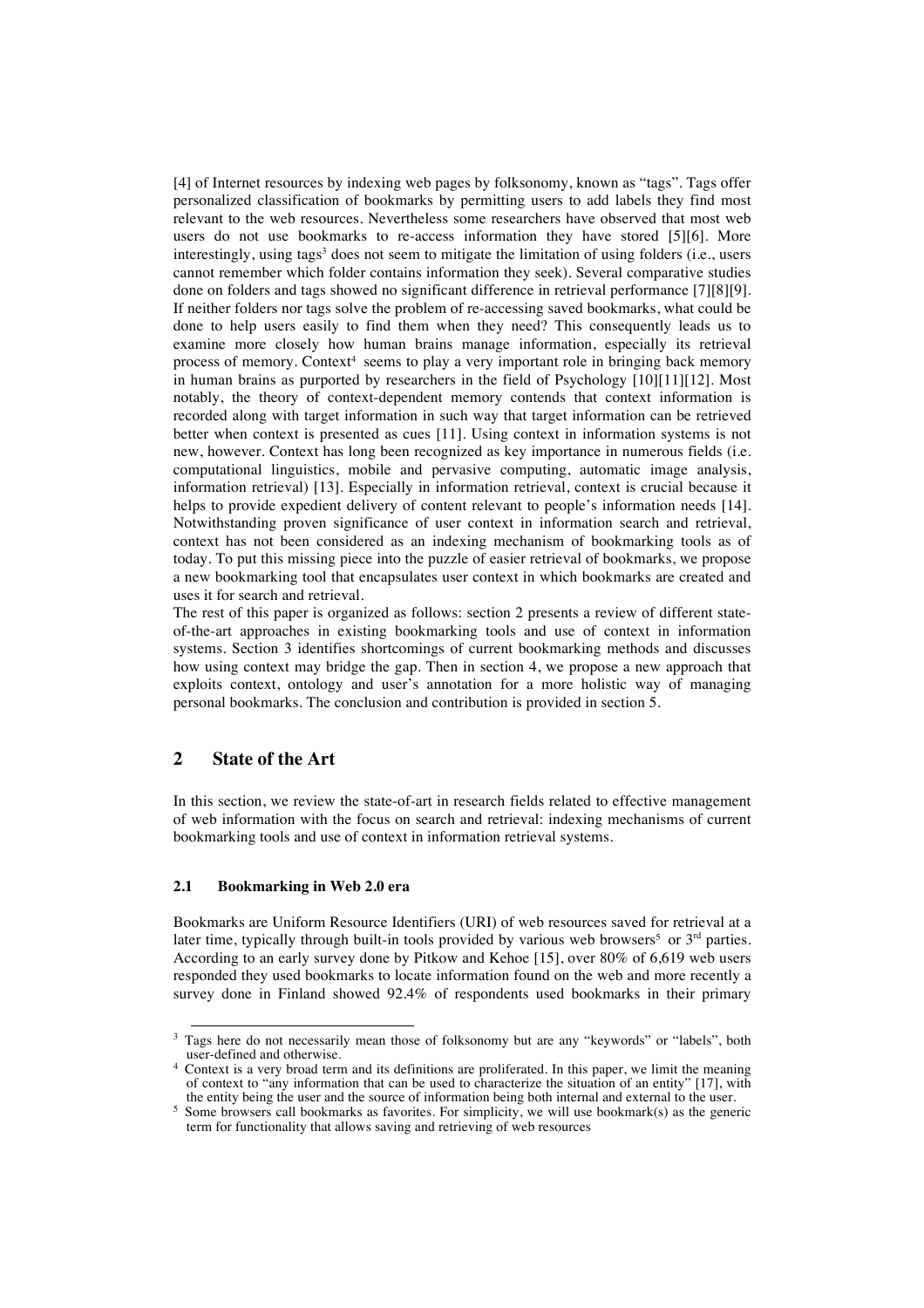[4] of Internet resources by indexing web pages by folksonomy, known as "tags". Tags offer personalized classification of bookmarks by permitting users to add labels they find most relevant to the web resources. Nevertheless some researchers have observed that most web users do not use bookmarks to re-access information they have stored [5][6]. More interestingly, using tags[3] does not seem to mitigate the limitation of using folders (i.e., users cannot remember which folder contains information they seek). Several comparative studies done on folders and tags showed no significant difference in retrieval performance [7][8][9]. If neither folders nor tags solve the problem of re-accessing saved bookmarks, what could be done to help users easily to find them when they need? This consequently leads us to examine more closely how human brains manage information, especially its retrieval process of memory. Context[4] seems to play a very important role in bringing back memory in human brains as purported by researchers in the field of Psychology [10][11][12]. Most notably, the theory of context-dependent memory contends that context information is recorded along with target information in such way that target information can be retrieved better when context is presented as cues [11]. Using context in information systems is not new, however. Context has long been recognized as key importance in numerous fields (i.e. computational linguistics, mobile and pervasive computing, automatic image analysis, information retrieval) [13]. Especially in information retrieval, context is crucial because it helps to provide expedient delivery of content relevant to people's information needs [14]. Notwithstanding proven significance of user context in information search and retrieval, context has not been considered as an indexing mechanism of bookmarking tools as of today. To put this missing piece into the puzzle of easier retrieval of bookmarks, we propose a new bookmarking tool that encapsulates user context in which bookmarks are created and uses it for search and retrieval.

The rest of this paper is organized as follows: section 2 presents a review of different state-of-the-art approaches in existing bookmarking tools and use of context in information systems. Section 3 identifies shortcomings of current bookmarking methods and discusses how using context may bridge the gap. Then in section 4, we propose a new approach that exploits context, ontology and user's annotation for a more holistic way of managing personal bookmarks. The conclusion and contribution is provided in section 5.

## 2 State of the Art

In this section, we review the state-of-art in research fields related to effective management of web information with the focus on search and retrieval: indexing mechanisms of current bookmarking tools and use of context in information retrieval systems.

### 2.1 Bookmarking in Web 2.0 era

Bookmarks are Uniform Resource Identifiers (URI) of web resources saved for retrieval at a later time, typically through built-in tools provided by various web browsers[5] or 3rd parties. According to an early survey done by Pitkow and Kehoe [15], over 80% of 6,619 web users responded they used bookmarks to locate information found on the web and more recently a survey done in Finland showed 92.4% of respondents used bookmarks in their primary

---

[3] Tags here do not necessarily mean those of folksonomy but are any "keywords" or "labels", both user-defined and otherwise.

[4] Context is a very broad term and its definitions are proliferated. In this paper, we limit the meaning of context to "any information that can be used to characterize the situation of an entity" [17], with the entity being the user and the source of information being both internal and external to the user.

[5] Some browsers call bookmarks as favorites. For simplicity, we will use bookmark(s) as the generic term for functionality that allows saving and retrieving of web resources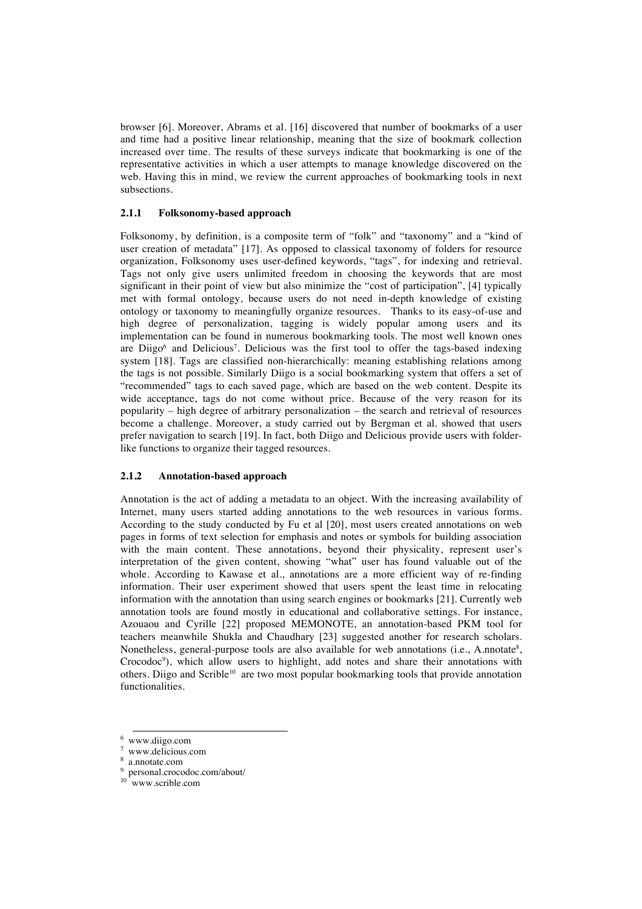browser [6]. Moreover, Abrams et al. [16] discovered that number of bookmarks of a user and time had a positive linear relationship, meaning that the size of bookmark collection increased over time. The results of these surveys indicate that bookmarking is one of the representative activities in which a user attempts to manage knowledge discovered on the web. Having this in mind, we review the current approaches of bookmarking tools in next subsections.

### 2.1.1 Folksonomy-based approach

Folksonomy, by definition, is a composite term of "folk" and "taxonomy" and a "kind of user creation of metadata" [17]. As opposed to classical taxonomy of folders for resource organization, Folksonomy uses user-defined keywords, "tags", for indexing and retrieval. Tags not only give users unlimited freedom in choosing the keywords that are most significant in their point of view but also minimize the "cost of participation", [4] typically met with formal ontology, because users do not need in-depth knowledge of existing ontology or taxonomy to meaningfully organize resources. Thanks to its easy-of-use and high degree of personalization, tagging is widely popular among users and its implementation can be found in numerous bookmarking tools. The most well known ones are Diigo[6] and Delicious[7]. Delicious was the first tool to offer the tags-based indexing system [18]. Tags are classified non-hierarchically: meaning establishing relations among the tags is not possible. Similarly Diigo is a social bookmarking system that offers a set of "recommended" tags to each saved page, which are based on the web content. Despite its wide acceptance, tags do not come without price. Because of the very reason for its popularity – high degree of arbitrary personalization – the search and retrieval of resources become a challenge. Moreover, a study carried out by Bergman et al. showed that users prefer navigation to search [19]. In fact, both Diigo and Delicious provide users with folder-like functions to organize their tagged resources.

### 2.1.2 Annotation-based approach

Annotation is the act of adding a metadata to an object. With the increasing availability of Internet, many users started adding annotations to the web resources in various forms. According to the study conducted by Fu et al [20], most users created annotations on web pages in forms of text selection for emphasis and notes or symbols for building association with the main content. These annotations, beyond their physicality, represent user's interpretation of the given content, showing "what" user has found valuable out of the whole. According to Kawase et al., annotations are a more efficient way of re-finding information. Their user experiment showed that users spent the least time in relocating information with the annotation than using search engines or bookmarks [21]. Currently web annotation tools are found mostly in educational and collaborative settings. For instance, Azouaou and Cyrille [22] proposed MEMONOTE, an annotation-based PKM tool for teachers meanwhile Shukla and Chaudhary [23] suggested another for research scholars. Nonetheless, general-purpose tools are also available for web annotations (i.e., A.nnotate[8], Crocodoc[9]), which allow users to highlight, add notes and share their annotations with others. Diigo and Scrible[10] are two most popular bookmarking tools that provide annotation functionalities.

---

[6] www.diigo.com
[7] www.delicious.com
[8] a.nnotate.com
[9] personal.crocodoc.com/about/
[10] www.scrible.com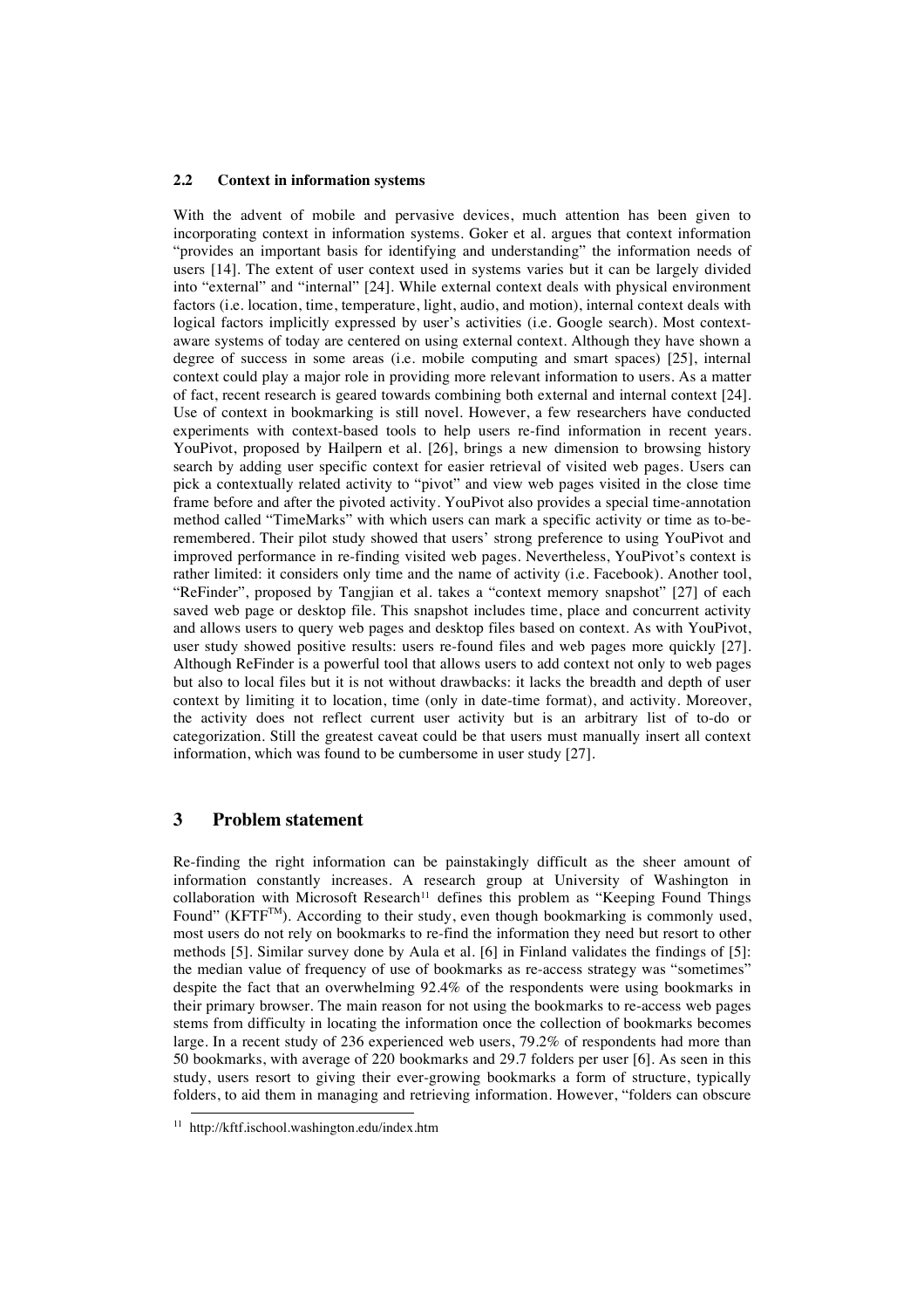### 2.2 Context in information systems

With the advent of mobile and pervasive devices, much attention has been given to incorporating context in information systems. Goker et al. argues that context information "provides an important basis for identifying and understanding" the information needs of users [14]. The extent of user context used in systems varies but it can be largely divided into "external" and "internal" [24]. While external context deals with physical environment factors (i.e. location, time, temperature, light, audio, and motion), internal context deals with logical factors implicitly expressed by user's activities (i.e. Google search). Most context-aware systems of today are centered on using external context. Although they have shown a degree of success in some areas (i.e. mobile computing and smart spaces) [25], internal context could play a major role in providing more relevant information to users. As a matter of fact, recent research is geared towards combining both external and internal context [24]. Use of context in bookmarking is still novel. However, a few researchers have conducted experiments with context-based tools to help users re-find information in recent years. YouPivot, proposed by Hailpern et al. [26], brings a new dimension to browsing history search by adding user specific context for easier retrieval of visited web pages. Users can pick a contextually related activity to "pivot" and view web pages visited in the close time frame before and after the pivoted activity. YouPivot also provides a special time-annotation method called "TimeMarks" with which users can mark a specific activity or time as to-be-remembered. Their pilot study showed that users' strong preference to using YouPivot and improved performance in re-finding visited web pages. Nevertheless, YouPivot's context is rather limited: it considers only time and the name of activity (i.e. Facebook). Another tool, "ReFinder", proposed by Tangjian et al. takes a "context memory snapshot" [27] of each saved web page or desktop file. This snapshot includes time, place and concurrent activity and allows users to query web pages and desktop files based on context. As with YouPivot, user study showed positive results: users re-found files and web pages more quickly [27]. Although ReFinder is a powerful tool that allows users to add context not only to web pages but also to local files but it is not without drawbacks: it lacks the breadth and depth of user context by limiting it to location, time (only in date-time format), and activity. Moreover, the activity does not reflect current user activity but is an arbitrary list of to-do or categorization. Still the greatest caveat could be that users must manually insert all context information, which was found to be cumbersome in user study [27].

## 3 Problem statement

Re-finding the right information can be painstakingly difficult as the sheer amount of information constantly increases. A research group at University of Washington in collaboration with Microsoft Research[11] defines this problem as "Keeping Found Things Found" (KFTF™). According to their study, even though bookmarking is commonly used, most users do not rely on bookmarks to re-find the information they need but resort to other methods [5]. Similar survey done by Aula et al. [6] in Finland validates the findings of [5]: the median value of frequency of use of bookmarks as re-access strategy was "sometimes" despite the fact that an overwhelming 92.4% of the respondents were using bookmarks in their primary browser. The main reason for not using the bookmarks to re-access web pages stems from difficulty in locating the information once the collection of bookmarks becomes large. In a recent study of 236 experienced web users, 79.2% of respondents had more than 50 bookmarks, with average of 220 bookmarks and 29.7 folders per user [6]. As seen in this study, users resort to giving their ever-growing bookmarks a form of structure, typically folders, to aid them in managing and retrieving information. However, "folders can obscure

[11] http://kftf.ischool.washington.edu/index.htm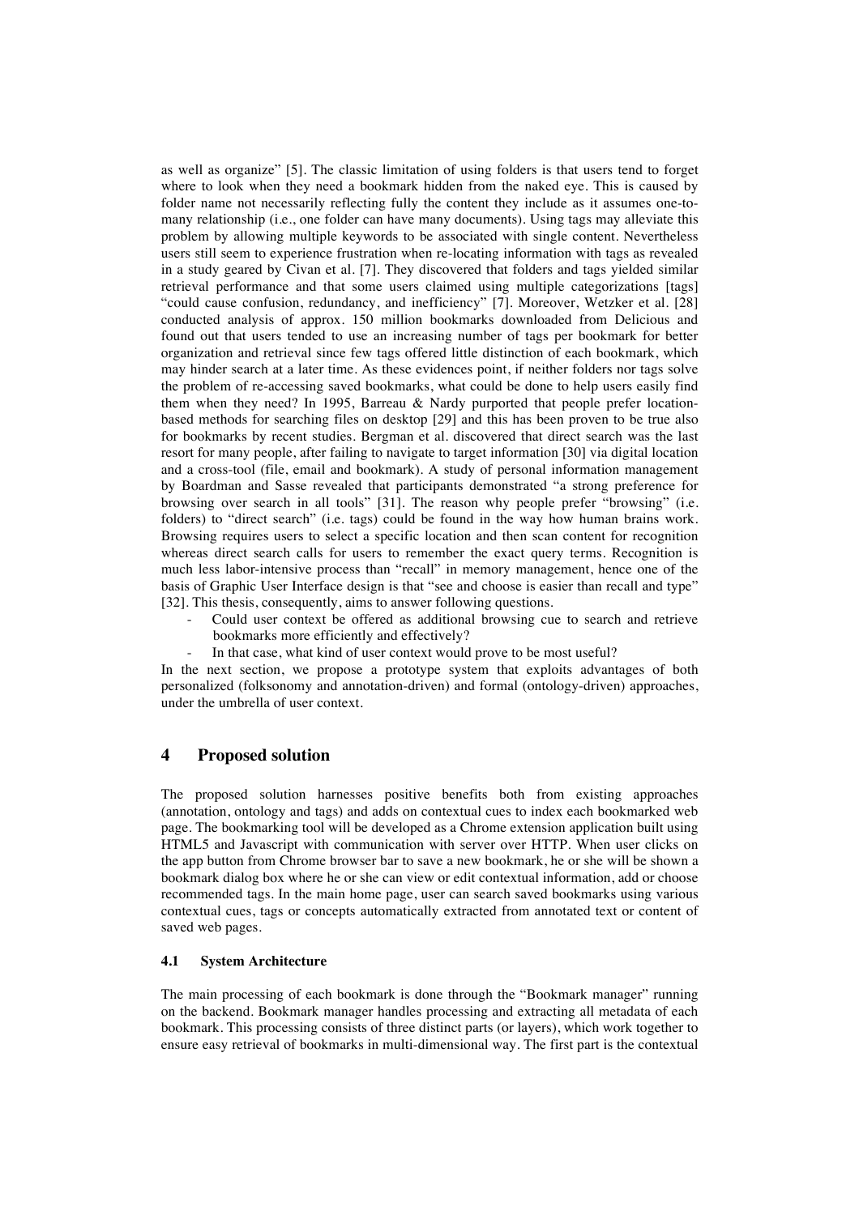as well as organize" [5]. The classic limitation of using folders is that users tend to forget where to look when they need a bookmark hidden from the naked eye. This is caused by folder name not necessarily reflecting fully the content they include as it assumes one-to-many relationship (i.e., one folder can have many documents). Using tags may alleviate this problem by allowing multiple keywords to be associated with single content. Nevertheless users still seem to experience frustration when re-locating information with tags as revealed in a study geared by Civan et al. [7]. They discovered that folders and tags yielded similar retrieval performance and that some users claimed using multiple categorizations [tags] "could cause confusion, redundancy, and inefficiency" [7]. Moreover, Wetzker et al. [28] conducted analysis of approx. 150 million bookmarks downloaded from Delicious and found out that users tended to use an increasing number of tags per bookmark for better organization and retrieval since few tags offered little distinction of each bookmark, which may hinder search at a later time. As these evidences point, if neither folders nor tags solve the problem of re-accessing saved bookmarks, what could be done to help users easily find them when they need? In 1995, Barreau & Nardy purported that people prefer location-based methods for searching files on desktop [29] and this has been proven to be true also for bookmarks by recent studies. Bergman et al. discovered that direct search was the last resort for many people, after failing to navigate to target information [30] via digital location and a cross-tool (file, email and bookmark). A study of personal information management by Boardman and Sasse revealed that participants demonstrated "a strong preference for browsing over search in all tools" [31]. The reason why people prefer "browsing" (i.e. folders) to "direct search" (i.e. tags) could be found in the way how human brains work. Browsing requires users to select a specific location and then scan content for recognition whereas direct search calls for users to remember the exact query terms. Recognition is much less labor-intensive process than "recall" in memory management, hence one of the basis of Graphic User Interface design is that "see and choose is easier than recall and type" [32]. This thesis, consequently, aims to answer following questions.

- Could user context be offered as additional browsing cue to search and retrieve bookmarks more efficiently and effectively?
- In that case, what kind of user context would prove to be most useful?

In the next section, we propose a prototype system that exploits advantages of both personalized (folksonomy and annotation-driven) and formal (ontology-driven) approaches, under the umbrella of user context.

## 4 Proposed solution

The proposed solution harnesses positive benefits both from existing approaches (annotation, ontology and tags) and adds on contextual cues to index each bookmarked web page. The bookmarking tool will be developed as a Chrome extension application built using HTML5 and Javascript with communication with server over HTTP. When user clicks on the app button from Chrome browser bar to save a new bookmark, he or she will be shown a bookmark dialog box where he or she can view or edit contextual information, add or choose recommended tags. In the main home page, user can search saved bookmarks using various contextual cues, tags or concepts automatically extracted from annotated text or content of saved web pages.

### 4.1 System Architecture

The main processing of each bookmark is done through the "Bookmark manager" running on the backend. Bookmark manager handles processing and extracting all metadata of each bookmark. This processing consists of three distinct parts (or layers), which work together to ensure easy retrieval of bookmarks in multi-dimensional way. The first part is the contextual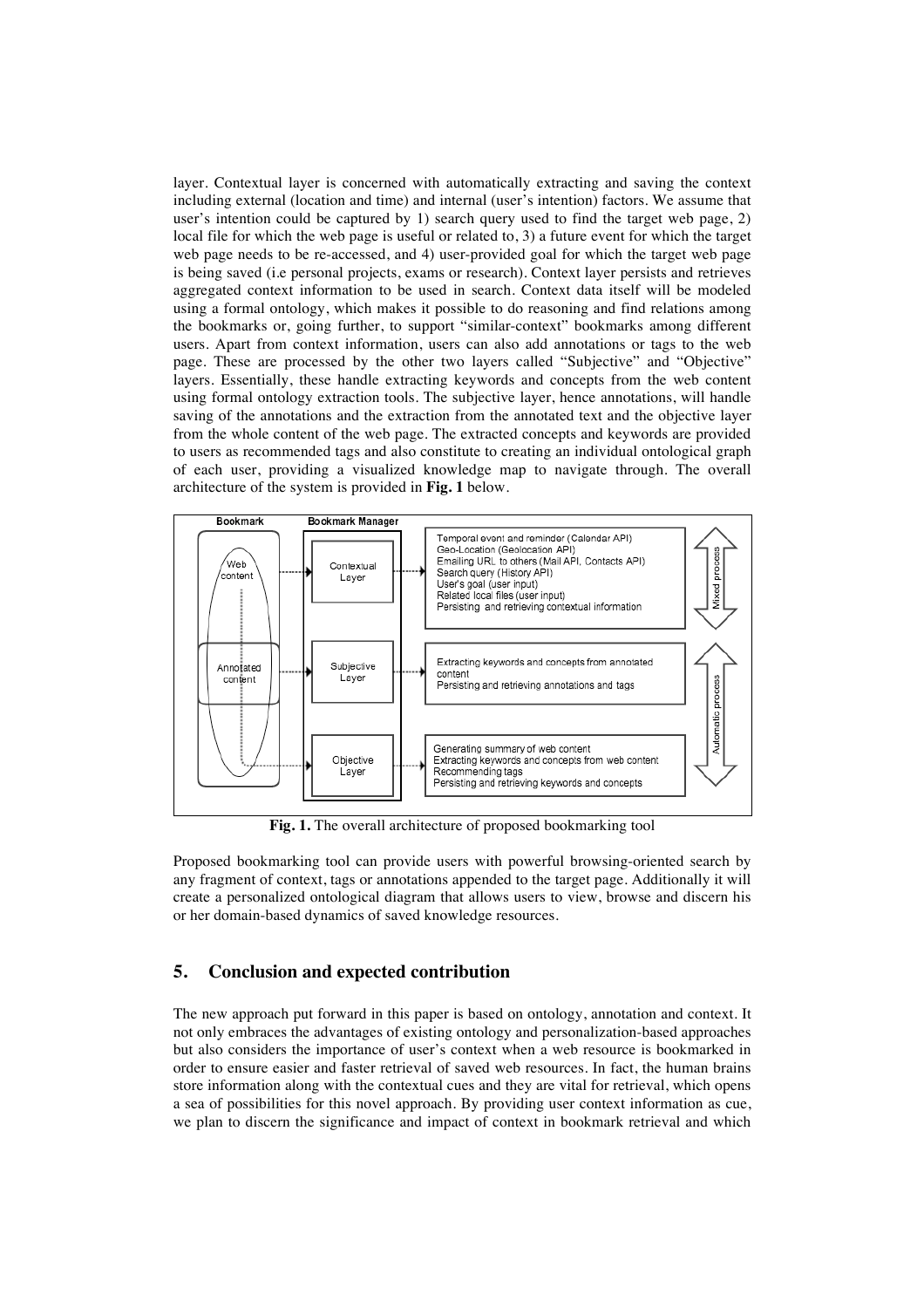layer. Contextual layer is concerned with automatically extracting and saving the context including external (location and time) and internal (user's intention) factors. We assume that user's intention could be captured by 1) search query used to find the target web page, 2) local file for which the web page is useful or related to, 3) a future event for which the target web page needs to be re-accessed, and 4) user-provided goal for which the target web page is being saved (i.e personal projects, exams or research). Context layer persists and retrieves aggregated context information to be used in search. Context data itself will be modeled using a formal ontology, which makes it possible to do reasoning and find relations among the bookmarks or, going further, to support "similar-context" bookmarks among different users. Apart from context information, users can also add annotations or tags to the web page. These are processed by the other two layers called "Subjective" and "Objective" layers. Essentially, these handle extracting keywords and concepts from the web content using formal ontology extraction tools. The subjective layer, hence annotations, will handle saving of the annotations and the extraction from the annotated text and the objective layer from the whole content of the web page. The extracted concepts and keywords are provided to users as recommended tags and also constitute to creating an individual ontological graph of each user, providing a visualized knowledge map to navigate through. The overall architecture of the system is provided in **Fig. 1** below.

Bookmark
Bookmark Manager
Web content
Annotated content
Contextual Layer
Subjective Layer
Objective Layer
Temporal event and reminder (Calendar API)
Geo-Location (Geolocation API)
Emailing URL to others (Mail API, Contacts API)
Search query (History API)
User's goal (user input)
Related local files (user input)
Persisting and retrieving contextual information
Extracting keywords and concepts from annotated content
Persisting and retrieving annotations and tags
Generating summary of web content
Extracting keywords and concepts from web content
Recommending tags
Persisting and retrieving keywords and concepts
Mixed process
Automatic process

**Fig. 1.** The overall architecture of proposed bookmarking tool

Proposed bookmarking tool can provide users with powerful browsing-oriented search by any fragment of context, tags or annotations appended to the target page. Additionally it will create a personalized ontological diagram that allows users to view, browse and discern his or her domain-based dynamics of saved knowledge resources.

## 5. Conclusion and expected contribution

The new approach put forward in this paper is based on ontology, annotation and context. It not only embraces the advantages of existing ontology and personalization-based approaches but also considers the importance of user's context when a web resource is bookmarked in order to ensure easier and faster retrieval of saved web resources. In fact, the human brains store information along with the contextual cues and they are vital for retrieval, which opens a sea of possibilities for this novel approach. By providing user context information as cue, we plan to discern the significance and impact of context in bookmark retrieval and which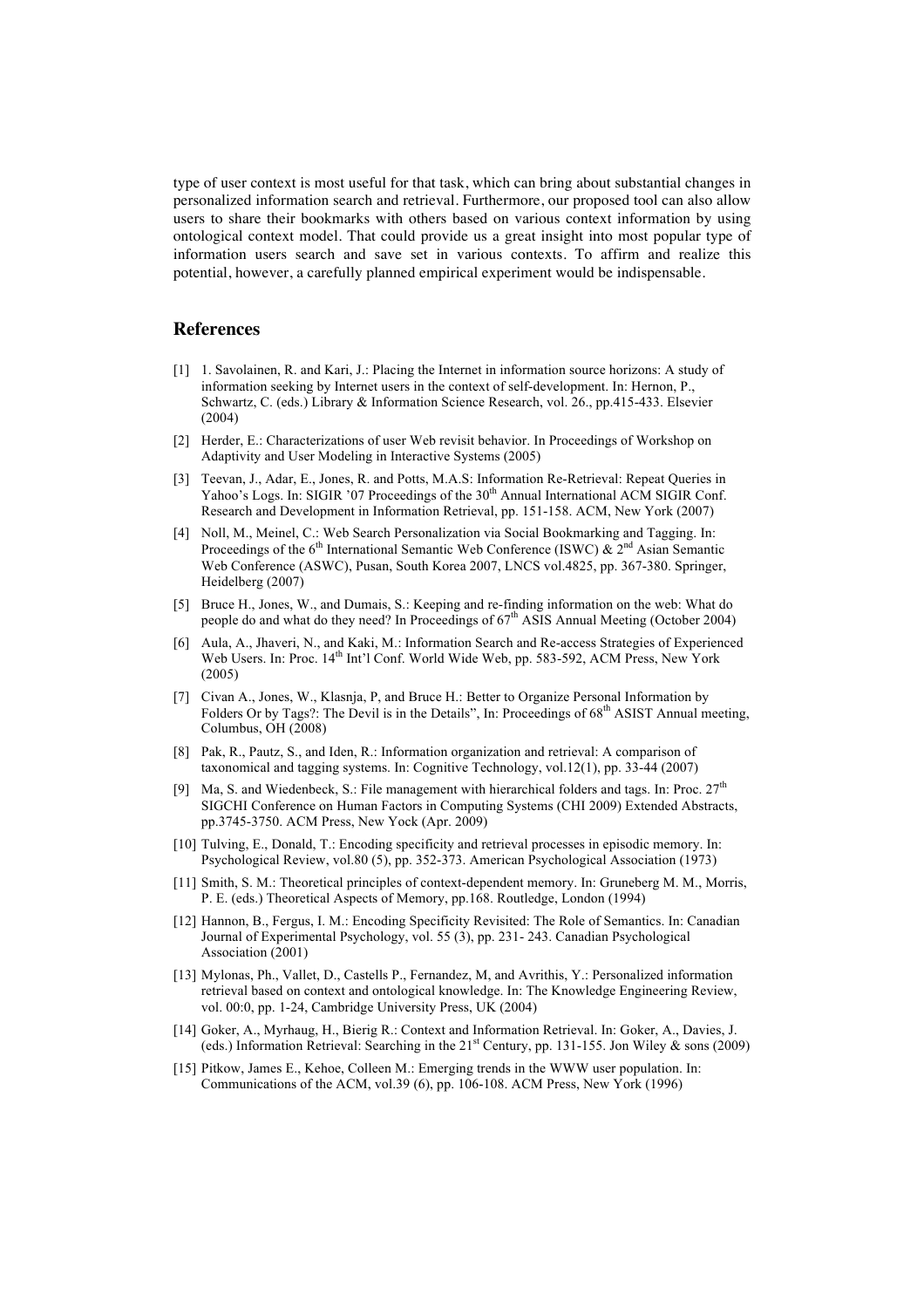type of user context is most useful for that task, which can bring about substantial changes in personalized information search and retrieval. Furthermore, our proposed tool can also allow users to share their bookmarks with others based on various context information by using ontological context model. That could provide us a great insight into most popular type of information users search and save set in various contexts. To affirm and realize this potential, however, a carefully planned empirical experiment would be indispensable.

## References

[1] 1. Savolainen, R. and Kari, J.: Placing the Internet in information source horizons: A study of information seeking by Internet users in the context of self-development. In: Hernon, P., Schwartz, C. (eds.) Library & Information Science Research, vol. 26., pp.415-433. Elsevier (2004)

[2] Herder, E.: Characterizations of user Web revisit behavior. In Proceedings of Workshop on Adaptivity and User Modeling in Interactive Systems (2005)

[3] Teevan, J., Adar, E., Jones, R. and Potts, M.A.S: Information Re-Retrieval: Repeat Queries in Yahoo's Logs. In: SIGIR '07 Proceedings of the 30th Annual International ACM SIGIR Conf. Research and Development in Information Retrieval, pp. 151-158. ACM, New York (2007)

[4] Noll, M., Meinel, C.: Web Search Personalization via Social Bookmarking and Tagging. In: Proceedings of the 6th International Semantic Web Conference (ISWC) & 2nd Asian Semantic Web Conference (ASWC), Pusan, South Korea 2007, LNCS vol.4825, pp. 367-380. Springer, Heidelberg (2007)

[5] Bruce H., Jones, W., and Dumais, S.: Keeping and re-finding information on the web: What do people do and what do they need? In Proceedings of 67th ASIS Annual Meeting (October 2004)

[6] Aula, A., Jhaveri, N., and Kaki, M.: Information Search and Re-access Strategies of Experienced Web Users. In: Proc. 14th Int'l Conf. World Wide Web, pp. 583-592, ACM Press, New York (2005)

[7] Civan A., Jones, W., Klasnja, P, and Bruce H.: Better to Organize Personal Information by Folders Or by Tags?: The Devil is in the Details", In: Proceedings of 68th ASIST Annual meeting, Columbus, OH (2008)

[8] Pak, R., Pautz, S., and Iden, R.: Information organization and retrieval: A comparison of taxonomical and tagging systems. In: Cognitive Technology, vol.12(1), pp. 33-44 (2007)

[9] Ma, S. and Wiedenbeck, S.: File management with hierarchical folders and tags. In: Proc. 27th SIGCHI Conference on Human Factors in Computing Systems (CHI 2009) Extended Abstracts, pp.3745-3750. ACM Press, New Yock (Apr. 2009)

[10] Tulving, E., Donald, T.: Encoding specificity and retrieval processes in episodic memory. In: Psychological Review, vol.80 (5), pp. 352-373. American Psychological Association (1973)

[11] Smith, S. M.: Theoretical principles of context-dependent memory. In: Gruneberg M. M., Morris, P. E. (eds.) Theoretical Aspects of Memory, pp.168. Routledge, London (1994)

[12] Hannon, B., Fergus, I. M.: Encoding Specificity Revisited: The Role of Semantics. In: Canadian Journal of Experimental Psychology, vol. 55 (3), pp. 231- 243. Canadian Psychological Association (2001)

[13] Mylonas, Ph., Vallet, D., Castells P., Fernandez, M, and Avrithis, Y.: Personalized information retrieval based on context and ontological knowledge. In: The Knowledge Engineering Review, vol. 00:0, pp. 1-24, Cambridge University Press, UK (2004)

[14] Goker, A., Myrhaug, H., Bierig R.: Context and Information Retrieval. In: Goker, A., Davies, J. (eds.) Information Retrieval: Searching in the 21st Century, pp. 131-155. Jon Wiley & sons (2009)

[15] Pitkow, James E., Kehoe, Colleen M.: Emerging trends in the WWW user population. In: Communications of the ACM, vol.39 (6), pp. 106-108. ACM Press, New York (1996)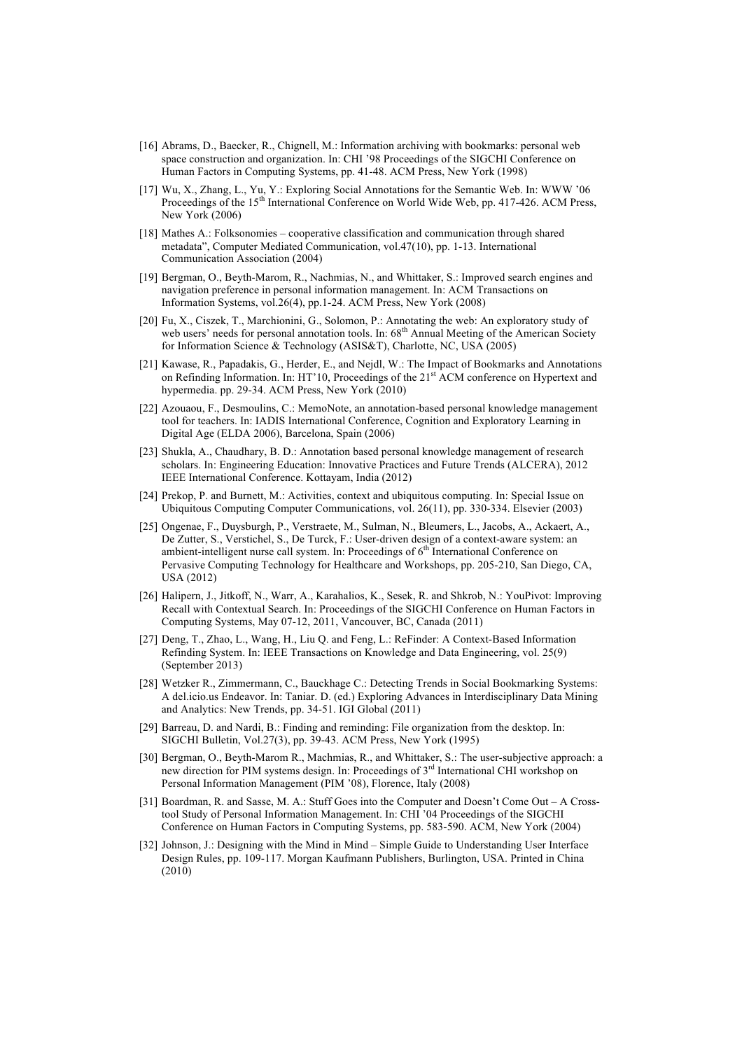[16] Abrams, D., Baecker, R., Chignell, M.: Information archiving with bookmarks: personal web space construction and organization. In: CHI '98 Proceedings of the SIGCHI Conference on Human Factors in Computing Systems, pp. 41-48. ACM Press, New York (1998)

[17] Wu, X., Zhang, L., Yu, Y.: Exploring Social Annotations for the Semantic Web. In: WWW '06 Proceedings of the 15th International Conference on World Wide Web, pp. 417-426. ACM Press, New York (2006)

[18] Mathes A.: Folksonomies – cooperative classification and communication through shared metadata", Computer Mediated Communication, vol.47(10), pp. 1-13. International Communication Association (2004)

[19] Bergman, O., Beyth-Marom, R., Nachmias, N., and Whittaker, S.: Improved search engines and navigation preference in personal information management. In: ACM Transactions on Information Systems, vol.26(4), pp.1-24. ACM Press, New York (2008)

[20] Fu, X., Ciszek, T., Marchionini, G., Solomon, P.: Annotating the web: An exploratory study of web users' needs for personal annotation tools. In: 68th Annual Meeting of the American Society for Information Science & Technology (ASIS&T), Charlotte, NC, USA (2005)

[21] Kawase, R., Papadakis, G., Herder, E., and Nejdl, W.: The Impact of Bookmarks and Annotations on Refinding Information. In: HT'10, Proceedings of the 21st ACM conference on Hypertext and hypermedia. pp. 29-34. ACM Press, New York (2010)

[22] Azouaou, F., Desmoulins, C.: MemoNote, an annotation-based personal knowledge management tool for teachers. In: IADIS International Conference, Cognition and Exploratory Learning in Digital Age (ELDA 2006), Barcelona, Spain (2006)

[23] Shukla, A., Chaudhary, B. D.: Annotation based personal knowledge management of research scholars. In: Engineering Education: Innovative Practices and Future Trends (ALCERA), 2012 IEEE International Conference. Kottayam, India (2012)

[24] Prekop, P. and Burnett, M.: Activities, context and ubiquitous computing. In: Special Issue on Ubiquitous Computing Computer Communications, vol. 26(11), pp. 330-334. Elsevier (2003)

[25] Ongenae, F., Duysburgh, P., Verstraete, M., Sulman, N., Bleumers, L., Jacobs, A., Ackaert, A., De Zutter, S., Verstichel, S., De Turck, F.: User-driven design of a context-aware system: an ambient-intelligent nurse call system. In: Proceedings of 6th International Conference on Pervasive Computing Technology for Healthcare and Workshops, pp. 205-210, San Diego, CA, USA (2012)

[26] Halipern, J., Jitkoff, N., Warr, A., Karahalios, K., Sesek, R. and Shkrob, N.: YouPivot: Improving Recall with Contextual Search. In: Proceedings of the SIGCHI Conference on Human Factors in Computing Systems, May 07-12, 2011, Vancouver, BC, Canada (2011)

[27] Deng, T., Zhao, L., Wang, H., Liu Q. and Feng, L.: ReFinder: A Context-Based Information Refinding System. In: IEEE Transactions on Knowledge and Data Engineering, vol. 25(9) (September 2013)

[28] Wetzker R., Zimmermann, C., Bauckhage C.: Detecting Trends in Social Bookmarking Systems: A del.icio.us Endeavor. In: Taniar. D. (ed.) Exploring Advances in Interdisciplinary Data Mining and Analytics: New Trends, pp. 34-51. IGI Global (2011)

[29] Barreau, D. and Nardi, B.: Finding and reminding: File organization from the desktop. In: SIGCHI Bulletin, Vol.27(3), pp. 39-43. ACM Press, New York (1995)

[30] Bergman, O., Beyth-Marom R., Machmias, R., and Whittaker, S.: The user-subjective approach: a new direction for PIM systems design. In: Proceedings of 3rd International CHI workshop on Personal Information Management (PIM '08), Florence, Italy (2008)

[31] Boardman, R. and Sasse, M. A.: Stuff Goes into the Computer and Doesn't Come Out – A Cross-tool Study of Personal Information Management. In: CHI '04 Proceedings of the SIGCHI Conference on Human Factors in Computing Systems, pp. 583-590. ACM, New York (2004)

[32] Johnson, J.: Designing with the Mind in Mind – Simple Guide to Understanding User Interface Design Rules, pp. 109-117. Morgan Kaufmann Publishers, Burlington, USA. Printed in China (2010)